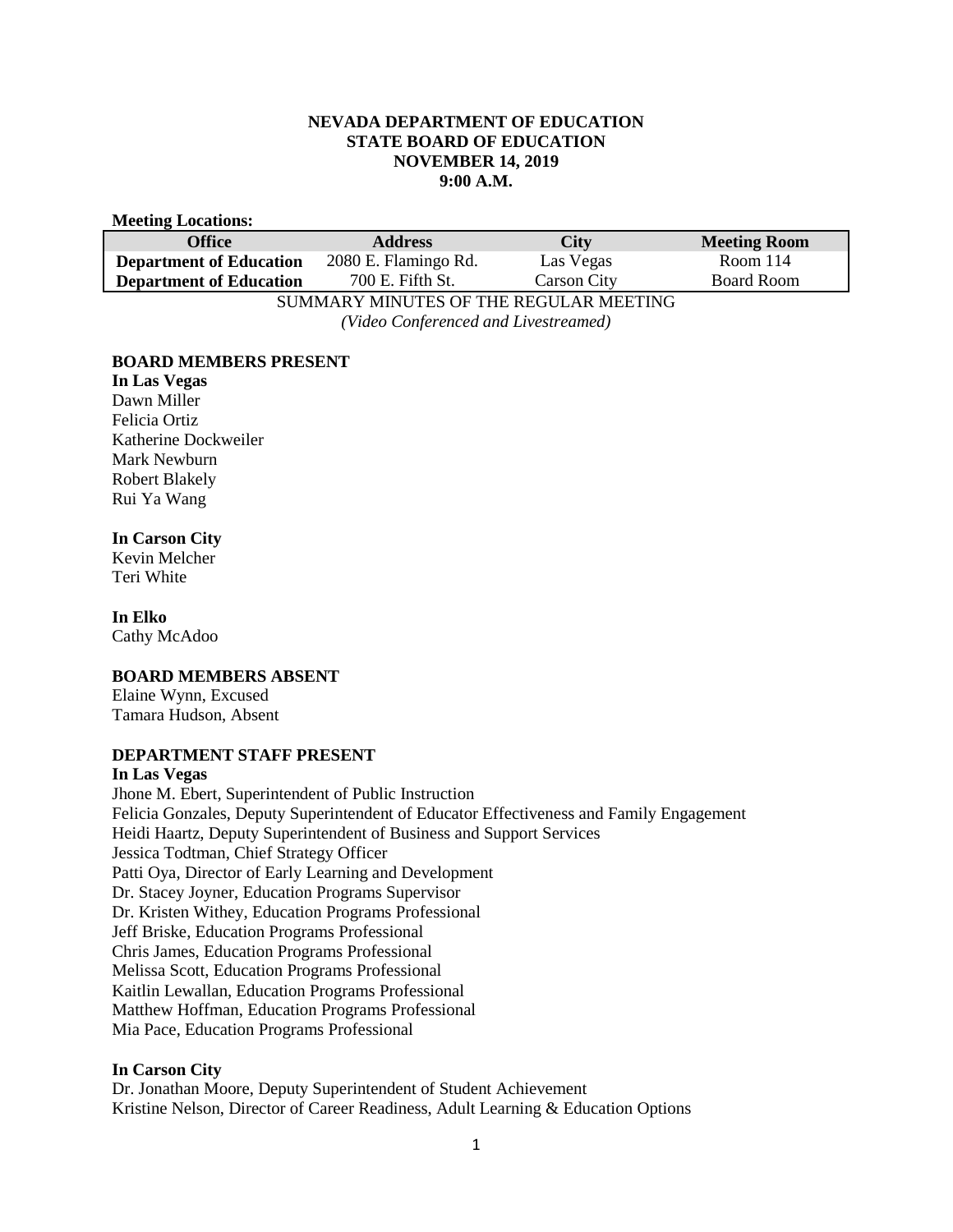**NEVADA DEPARTMENT OF EDUCATION**
**STATE BOARD OF EDUCATION**
**NOVEMBER 14, 2019**
**9:00 A.M.**

**Meeting Locations:**

| Office | Address | City | Meeting Room |
|---|---|---|---|
| **Department of Education** | 2080 E. Flamingo Rd. | Las Vegas | Room 114 |
| **Department of Education** | 700 E. Fifth St. | Carson City | Board Room |

SUMMARY MINUTES OF THE REGULAR MEETING
*(Video Conferenced and Livestreamed)*

**BOARD MEMBERS PRESENT**

**In Las Vegas**
Dawn Miller
Felicia Ortiz
Katherine Dockweiler
Mark Newburn
Robert Blakely
Rui Ya Wang

**In Carson City**
Kevin Melcher
Teri White

**In Elko**
Cathy McAdoo

**BOARD MEMBERS ABSENT**
Elaine Wynn, Excused
Tamara Hudson, Absent

**DEPARTMENT STAFF PRESENT**

**In Las Vegas**
Jhone M. Ebert, Superintendent of Public Instruction
Felicia Gonzales, Deputy Superintendent of Educator Effectiveness and Family Engagement
Heidi Haartz, Deputy Superintendent of Business and Support Services
Jessica Todtman, Chief Strategy Officer
Patti Oya, Director of Early Learning and Development
Dr. Stacey Joyner, Education Programs Supervisor
Dr. Kristen Withey, Education Programs Professional
Jeff Briske, Education Programs Professional
Chris James, Education Programs Professional
Melissa Scott, Education Programs Professional
Kaitlin Lewallan, Education Programs Professional
Matthew Hoffman, Education Programs Professional
Mia Pace, Education Programs Professional

**In Carson City**
Dr. Jonathan Moore, Deputy Superintendent of Student Achievement
Kristine Nelson, Director of Career Readiness, Adult Learning & Education Options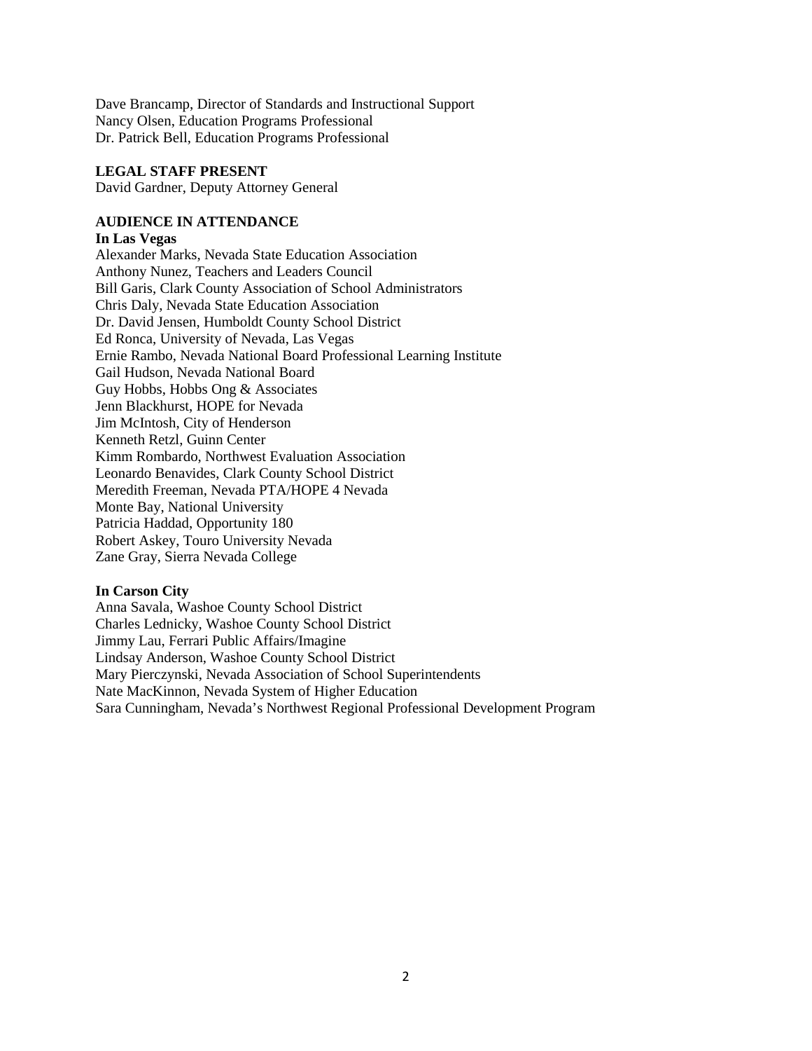Dave Brancamp, Director of Standards and Instructional Support
Nancy Olsen, Education Programs Professional
Dr. Patrick Bell, Education Programs Professional

**LEGAL STAFF PRESENT**
David Gardner, Deputy Attorney General

**AUDIENCE IN ATTENDANCE**

**In Las Vegas**
Alexander Marks, Nevada State Education Association
Anthony Nunez, Teachers and Leaders Council
Bill Garis, Clark County Association of School Administrators
Chris Daly, Nevada State Education Association
Dr. David Jensen, Humboldt County School District
Ed Ronca, University of Nevada, Las Vegas
Ernie Rambo, Nevada National Board Professional Learning Institute
Gail Hudson, Nevada National Board
Guy Hobbs, Hobbs Ong & Associates
Jenn Blackhurst, HOPE for Nevada
Jim McIntosh, City of Henderson
Kenneth Retzl, Guinn Center
Kimm Rombardo, Northwest Evaluation Association
Leonardo Benavides, Clark County School District
Meredith Freeman, Nevada PTA/HOPE 4 Nevada
Monte Bay, National University
Patricia Haddad, Opportunity 180
Robert Askey, Touro University Nevada
Zane Gray, Sierra Nevada College

**In Carson City**
Anna Savala, Washoe County School District
Charles Lednicky, Washoe County School District
Jimmy Lau, Ferrari Public Affairs/Imagine
Lindsay Anderson, Washoe County School District
Mary Pierczynski, Nevada Association of School Superintendents
Nate MacKinnon, Nevada System of Higher Education
Sara Cunningham, Nevada's Northwest Regional Professional Development Program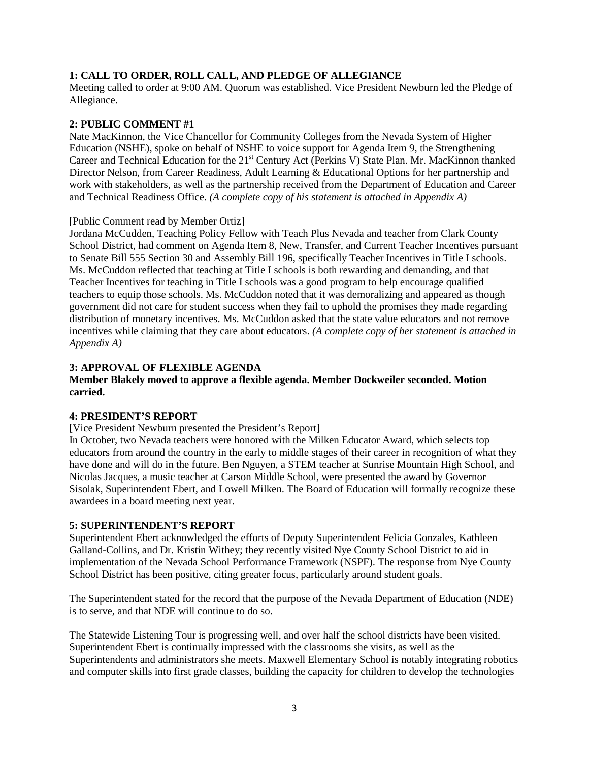**1: CALL TO ORDER, ROLL CALL, AND PLEDGE OF ALLEGIANCE**
Meeting called to order at 9:00 AM. Quorum was established. Vice President Newburn led the Pledge of Allegiance.

**2: PUBLIC COMMENT #1**
Nate MacKinnon, the Vice Chancellor for Community Colleges from the Nevada System of Higher Education (NSHE), spoke on behalf of NSHE to voice support for Agenda Item 9, the Strengthening Career and Technical Education for the 21st Century Act (Perkins V) State Plan. Mr. MacKinnon thanked Director Nelson, from Career Readiness, Adult Learning & Educational Options for her partnership and work with stakeholders, as well as the partnership received from the Department of Education and Career and Technical Readiness Office. *(A complete copy of his statement is attached in Appendix A)*

[Public Comment read by Member Ortiz]
Jordana McCudden, Teaching Policy Fellow with Teach Plus Nevada and teacher from Clark County School District, had comment on Agenda Item 8, New, Transfer, and Current Teacher Incentives pursuant to Senate Bill 555 Section 30 and Assembly Bill 196, specifically Teacher Incentives in Title I schools. Ms. McCuddon reflected that teaching at Title I schools is both rewarding and demanding, and that Teacher Incentives for teaching in Title I schools was a good program to help encourage qualified teachers to equip those schools. Ms. McCuddon noted that it was demoralizing and appeared as though government did not care for student success when they fail to uphold the promises they made regarding distribution of monetary incentives. Ms. McCuddon asked that the state value educators and not remove incentives while claiming that they care about educators. *(A complete copy of her statement is attached in Appendix A)*

**3: APPROVAL OF FLEXIBLE AGENDA**
**Member Blakely moved to approve a flexible agenda. Member Dockweiler seconded. Motion carried.**

**4: PRESIDENT'S REPORT**
[Vice President Newburn presented the President's Report]
In October, two Nevada teachers were honored with the Milken Educator Award, which selects top educators from around the country in the early to middle stages of their career in recognition of what they have done and will do in the future. Ben Nguyen, a STEM teacher at Sunrise Mountain High School, and Nicolas Jacques, a music teacher at Carson Middle School, were presented the award by Governor Sisolak, Superintendent Ebert, and Lowell Milken. The Board of Education will formally recognize these awardees in a board meeting next year.

**5: SUPERINTENDENT'S REPORT**
Superintendent Ebert acknowledged the efforts of Deputy Superintendent Felicia Gonzales, Kathleen Galland-Collins, and Dr. Kristin Withey; they recently visited Nye County School District to aid in implementation of the Nevada School Performance Framework (NSPF). The response from Nye County School District has been positive, citing greater focus, particularly around student goals.

The Superintendent stated for the record that the purpose of the Nevada Department of Education (NDE) is to serve, and that NDE will continue to do so.

The Statewide Listening Tour is progressing well, and over half the school districts have been visited. Superintendent Ebert is continually impressed with the classrooms she visits, as well as the Superintendents and administrators she meets. Maxwell Elementary School is notably integrating robotics and computer skills into first grade classes, building the capacity for children to develop the technologies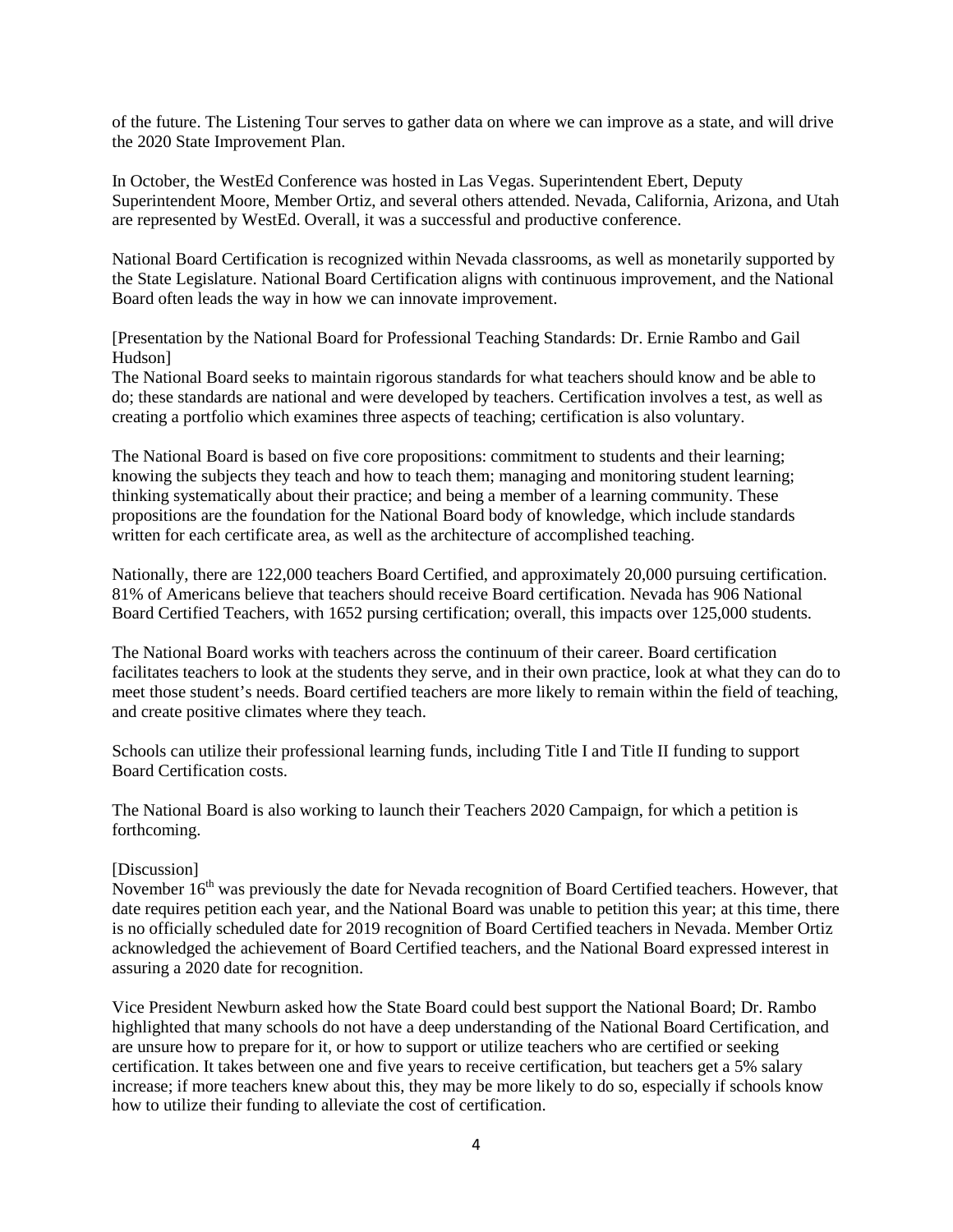of the future. The Listening Tour serves to gather data on where we can improve as a state, and will drive the 2020 State Improvement Plan.

In October, the WestEd Conference was hosted in Las Vegas. Superintendent Ebert, Deputy Superintendent Moore, Member Ortiz, and several others attended. Nevada, California, Arizona, and Utah are represented by WestEd. Overall, it was a successful and productive conference.

National Board Certification is recognized within Nevada classrooms, as well as monetarily supported by the State Legislature. National Board Certification aligns with continuous improvement, and the National Board often leads the way in how we can innovate improvement.

[Presentation by the National Board for Professional Teaching Standards: Dr. Ernie Rambo and Gail Hudson]
The National Board seeks to maintain rigorous standards for what teachers should know and be able to do; these standards are national and were developed by teachers. Certification involves a test, as well as creating a portfolio which examines three aspects of teaching; certification is also voluntary.

The National Board is based on five core propositions: commitment to students and their learning; knowing the subjects they teach and how to teach them; managing and monitoring student learning; thinking systematically about their practice; and being a member of a learning community. These propositions are the foundation for the National Board body of knowledge, which include standards written for each certificate area, as well as the architecture of accomplished teaching.

Nationally, there are 122,000 teachers Board Certified, and approximately 20,000 pursuing certification. 81% of Americans believe that teachers should receive Board certification. Nevada has 906 National Board Certified Teachers, with 1652 pursing certification; overall, this impacts over 125,000 students.

The National Board works with teachers across the continuum of their career. Board certification facilitates teachers to look at the students they serve, and in their own practice, look at what they can do to meet those student's needs. Board certified teachers are more likely to remain within the field of teaching, and create positive climates where they teach.

Schools can utilize their professional learning funds, including Title I and Title II funding to support Board Certification costs.

The National Board is also working to launch their Teachers 2020 Campaign, for which a petition is forthcoming.

[Discussion]
November 16th was previously the date for Nevada recognition of Board Certified teachers. However, that date requires petition each year, and the National Board was unable to petition this year; at this time, there is no officially scheduled date for 2019 recognition of Board Certified teachers in Nevada. Member Ortiz acknowledged the achievement of Board Certified teachers, and the National Board expressed interest in assuring a 2020 date for recognition.

Vice President Newburn asked how the State Board could best support the National Board; Dr. Rambo highlighted that many schools do not have a deep understanding of the National Board Certification, and are unsure how to prepare for it, or how to support or utilize teachers who are certified or seeking certification. It takes between one and five years to receive certification, but teachers get a 5% salary increase; if more teachers knew about this, they may be more likely to do so, especially if schools know how to utilize their funding to alleviate the cost of certification.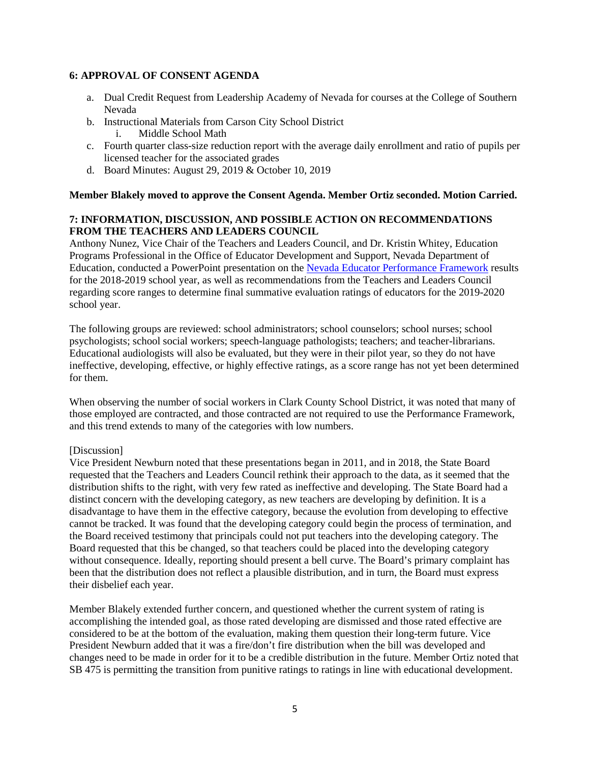**6: APPROVAL OF CONSENT AGENDA**

a. Dual Credit Request from Leadership Academy of Nevada for courses at the College of Southern Nevada
b. Instructional Materials from Carson City School District
    i. Middle School Math
c. Fourth quarter class-size reduction report with the average daily enrollment and ratio of pupils per licensed teacher for the associated grades
d. Board Minutes: August 29, 2019 & October 10, 2019

**Member Blakely moved to approve the Consent Agenda. Member Ortiz seconded. Motion Carried.**

**7: INFORMATION, DISCUSSION, AND POSSIBLE ACTION ON RECOMMENDATIONS FROM THE TEACHERS AND LEADERS COUNCIL**

Anthony Nunez, Vice Chair of the Teachers and Leaders Council, and Dr. Kristin Whitey, Education Programs Professional in the Office of Educator Development and Support, Nevada Department of Education, conducted a PowerPoint presentation on the Nevada Educator Performance Framework results for the 2018-2019 school year, as well as recommendations from the Teachers and Leaders Council regarding score ranges to determine final summative evaluation ratings of educators for the 2019-2020 school year.

The following groups are reviewed: school administrators; school counselors; school nurses; school psychologists; school social workers; speech-language pathologists; teachers; and teacher-librarians. Educational audiologists will also be evaluated, but they were in their pilot year, so they do not have ineffective, developing, effective, or highly effective ratings, as a score range has not yet been determined for them.

When observing the number of social workers in Clark County School District, it was noted that many of those employed are contracted, and those contracted are not required to use the Performance Framework, and this trend extends to many of the categories with low numbers.

[Discussion]

Vice President Newburn noted that these presentations began in 2011, and in 2018, the State Board requested that the Teachers and Leaders Council rethink their approach to the data, as it seemed that the distribution shifts to the right, with very few rated as ineffective and developing. The State Board had a distinct concern with the developing category, as new teachers are developing by definition. It is a disadvantage to have them in the effective category, because the evolution from developing to effective cannot be tracked. It was found that the developing category could begin the process of termination, and the Board received testimony that principals could not put teachers into the developing category. The Board requested that this be changed, so that teachers could be placed into the developing category without consequence. Ideally, reporting should present a bell curve. The Board's primary complaint has been that the distribution does not reflect a plausible distribution, and in turn, the Board must express their disbelief each year.

Member Blakely extended further concern, and questioned whether the current system of rating is accomplishing the intended goal, as those rated developing are dismissed and those rated effective are considered to be at the bottom of the evaluation, making them question their long-term future. Vice President Newburn added that it was a fire/don't fire distribution when the bill was developed and changes need to be made in order for it to be a credible distribution in the future. Member Ortiz noted that SB 475 is permitting the transition from punitive ratings to ratings in line with educational development.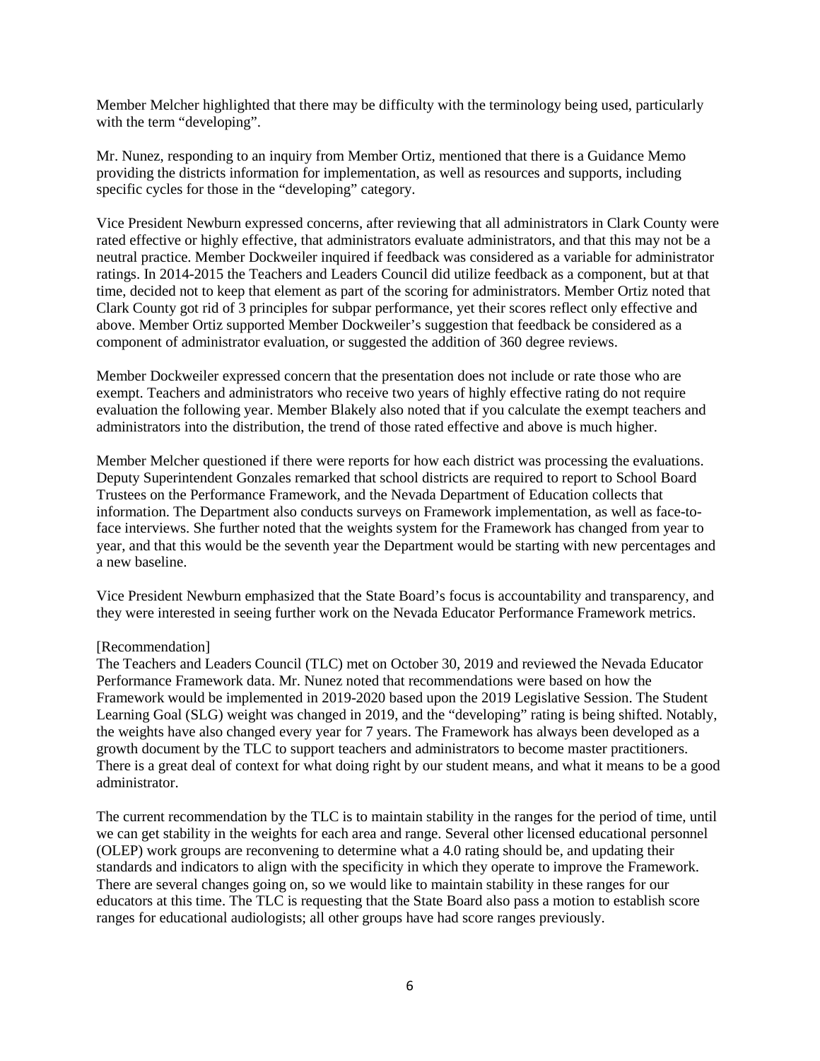Member Melcher highlighted that there may be difficulty with the terminology being used, particularly with the term "developing".

Mr. Nunez, responding to an inquiry from Member Ortiz, mentioned that there is a Guidance Memo providing the districts information for implementation, as well as resources and supports, including specific cycles for those in the "developing" category.

Vice President Newburn expressed concerns, after reviewing that all administrators in Clark County were rated effective or highly effective, that administrators evaluate administrators, and that this may not be a neutral practice. Member Dockweiler inquired if feedback was considered as a variable for administrator ratings. In 2014-2015 the Teachers and Leaders Council did utilize feedback as a component, but at that time, decided not to keep that element as part of the scoring for administrators. Member Ortiz noted that Clark County got rid of 3 principles for subpar performance, yet their scores reflect only effective and above. Member Ortiz supported Member Dockweiler's suggestion that feedback be considered as a component of administrator evaluation, or suggested the addition of 360 degree reviews.

Member Dockweiler expressed concern that the presentation does not include or rate those who are exempt. Teachers and administrators who receive two years of highly effective rating do not require evaluation the following year. Member Blakely also noted that if you calculate the exempt teachers and administrators into the distribution, the trend of those rated effective and above is much higher.

Member Melcher questioned if there were reports for how each district was processing the evaluations. Deputy Superintendent Gonzales remarked that school districts are required to report to School Board Trustees on the Performance Framework, and the Nevada Department of Education collects that information. The Department also conducts surveys on Framework implementation, as well as face-to-face interviews. She further noted that the weights system for the Framework has changed from year to year, and that this would be the seventh year the Department would be starting with new percentages and a new baseline.

Vice President Newburn emphasized that the State Board's focus is accountability and transparency, and they were interested in seeing further work on the Nevada Educator Performance Framework metrics.

[Recommendation]
The Teachers and Leaders Council (TLC) met on October 30, 2019 and reviewed the Nevada Educator Performance Framework data. Mr. Nunez noted that recommendations were based on how the Framework would be implemented in 2019-2020 based upon the 2019 Legislative Session. The Student Learning Goal (SLG) weight was changed in 2019, and the "developing" rating is being shifted. Notably, the weights have also changed every year for 7 years. The Framework has always been developed as a growth document by the TLC to support teachers and administrators to become master practitioners. There is a great deal of context for what doing right by our student means, and what it means to be a good administrator.

The current recommendation by the TLC is to maintain stability in the ranges for the period of time, until we can get stability in the weights for each area and range. Several other licensed educational personnel (OLEP) work groups are reconvening to determine what a 4.0 rating should be, and updating their standards and indicators to align with the specificity in which they operate to improve the Framework. There are several changes going on, so we would like to maintain stability in these ranges for our educators at this time. The TLC is requesting that the State Board also pass a motion to establish score ranges for educational audiologists; all other groups have had score ranges previously.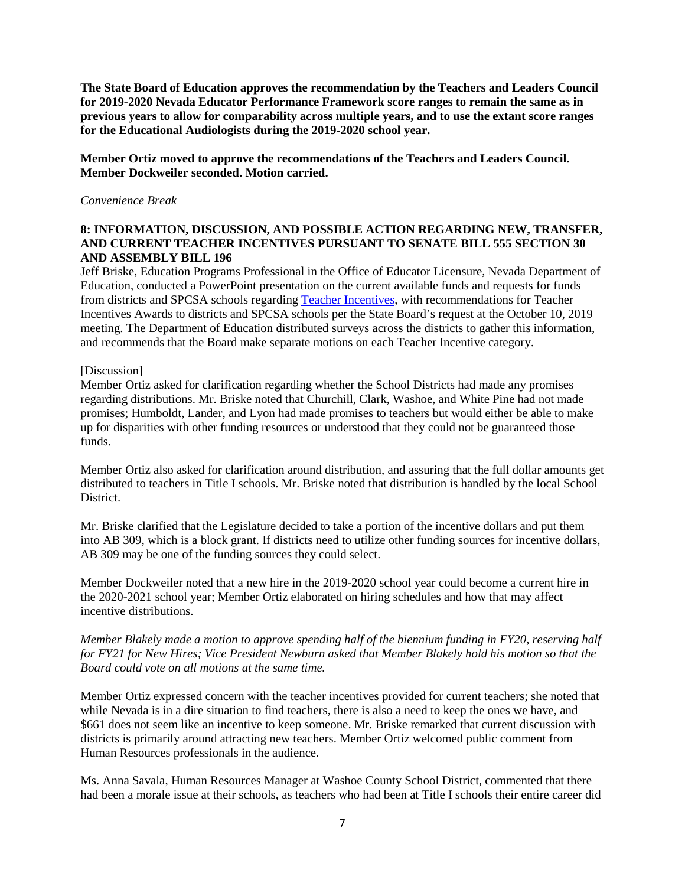**The State Board of Education approves the recommendation by the Teachers and Leaders Council for 2019-2020 Nevada Educator Performance Framework score ranges to remain the same as in previous years to allow for comparability across multiple years, and to use the extant score ranges for the Educational Audiologists during the 2019-2020 school year.**

**Member Ortiz moved to approve the recommendations of the Teachers and Leaders Council. Member Dockweiler seconded. Motion carried.**

*Convenience Break*

**8: INFORMATION, DISCUSSION, AND POSSIBLE ACTION REGARDING NEW, TRANSFER, AND CURRENT TEACHER INCENTIVES PURSUANT TO SENATE BILL 555 SECTION 30 AND ASSEMBLY BILL 196**

Jeff Briske, Education Programs Professional in the Office of Educator Licensure, Nevada Department of Education, conducted a PowerPoint presentation on the current available funds and requests for funds from districts and SPCSA schools regarding Teacher Incentives, with recommendations for Teacher Incentives Awards to districts and SPCSA schools per the State Board's request at the October 10, 2019 meeting. The Department of Education distributed surveys across the districts to gather this information, and recommends that the Board make separate motions on each Teacher Incentive category.

[Discussion]

Member Ortiz asked for clarification regarding whether the School Districts had made any promises regarding distributions. Mr. Briske noted that Churchill, Clark, Washoe, and White Pine had not made promises; Humboldt, Lander, and Lyon had made promises to teachers but would either be able to make up for disparities with other funding resources or understood that they could not be guaranteed those funds.

Member Ortiz also asked for clarification around distribution, and assuring that the full dollar amounts get distributed to teachers in Title I schools. Mr. Briske noted that distribution is handled by the local School District.

Mr. Briske clarified that the Legislature decided to take a portion of the incentive dollars and put them into AB 309, which is a block grant. If districts need to utilize other funding sources for incentive dollars, AB 309 may be one of the funding sources they could select.

Member Dockweiler noted that a new hire in the 2019-2020 school year could become a current hire in the 2020-2021 school year; Member Ortiz elaborated on hiring schedules and how that may affect incentive distributions.

*Member Blakely made a motion to approve spending half of the biennium funding in FY20, reserving half for FY21 for New Hires; Vice President Newburn asked that Member Blakely hold his motion so that the Board could vote on all motions at the same time.*

Member Ortiz expressed concern with the teacher incentives provided for current teachers; she noted that while Nevada is in a dire situation to find teachers, there is also a need to keep the ones we have, and $661 does not seem like an incentive to keep someone. Mr. Briske remarked that current discussion with districts is primarily around attracting new teachers. Member Ortiz welcomed public comment from Human Resources professionals in the audience.

Ms. Anna Savala, Human Resources Manager at Washoe County School District, commented that there had been a morale issue at their schools, as teachers who had been at Title I schools their entire career did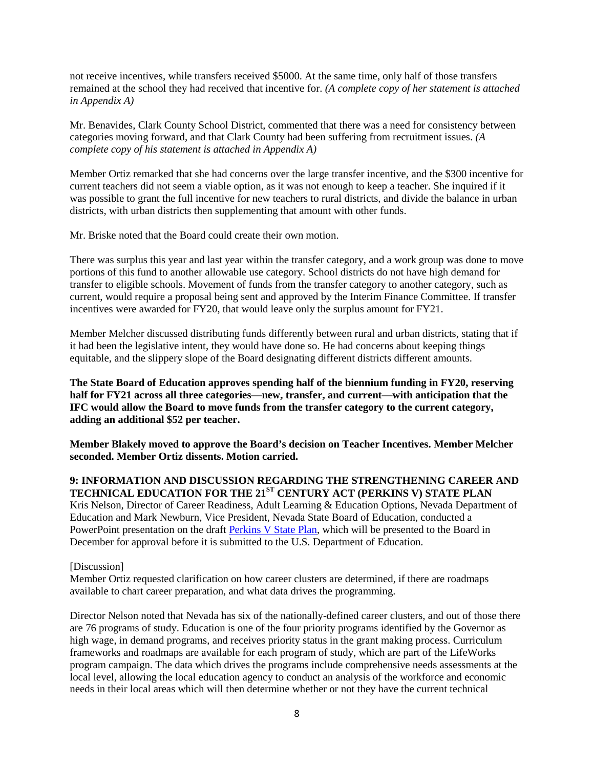not receive incentives, while transfers received $5000. At the same time, only half of those transfers remained at the school they had received that incentive for. *(A complete copy of her statement is attached in Appendix A)*

Mr. Benavides, Clark County School District, commented that there was a need for consistency between categories moving forward, and that Clark County had been suffering from recruitment issues. *(A complete copy of his statement is attached in Appendix A)*

Member Ortiz remarked that she had concerns over the large transfer incentive, and the $300 incentive for current teachers did not seem a viable option, as it was not enough to keep a teacher. She inquired if it was possible to grant the full incentive for new teachers to rural districts, and divide the balance in urban districts, with urban districts then supplementing that amount with other funds.

Mr. Briske noted that the Board could create their own motion.

There was surplus this year and last year within the transfer category, and a work group was done to move portions of this fund to another allowable use category. School districts do not have high demand for transfer to eligible schools. Movement of funds from the transfer category to another category, such as current, would require a proposal being sent and approved by the Interim Finance Committee. If transfer incentives were awarded for FY20, that would leave only the surplus amount for FY21.

Member Melcher discussed distributing funds differently between rural and urban districts, stating that if it had been the legislative intent, they would have done so. He had concerns about keeping things equitable, and the slippery slope of the Board designating different districts different amounts.

**The State Board of Education approves spending half of the biennium funding in FY20, reserving half for FY21 across all three categories—new, transfer, and current—with anticipation that the IFC would allow the Board to move funds from the transfer category to the current category, adding an additional $52 per teacher.**

**Member Blakely moved to approve the Board's decision on Teacher Incentives. Member Melcher seconded. Member Ortiz dissents. Motion carried.**

**9: INFORMATION AND DISCUSSION REGARDING THE STRENGTHENING CAREER AND TECHNICAL EDUCATION FOR THE 21ST CENTURY ACT (PERKINS V) STATE PLAN**

Kris Nelson, Director of Career Readiness, Adult Learning & Education Options, Nevada Department of Education and Mark Newburn, Vice President, Nevada State Board of Education, conducted a PowerPoint presentation on the draft Perkins V State Plan, which will be presented to the Board in December for approval before it is submitted to the U.S. Department of Education.

[Discussion]

Member Ortiz requested clarification on how career clusters are determined, if there are roadmaps available to chart career preparation, and what data drives the programming.

Director Nelson noted that Nevada has six of the nationally-defined career clusters, and out of those there are 76 programs of study. Education is one of the four priority programs identified by the Governor as high wage, in demand programs, and receives priority status in the grant making process. Curriculum frameworks and roadmaps are available for each program of study, which are part of the LifeWorks program campaign. The data which drives the programs include comprehensive needs assessments at the local level, allowing the local education agency to conduct an analysis of the workforce and economic needs in their local areas which will then determine whether or not they have the current technical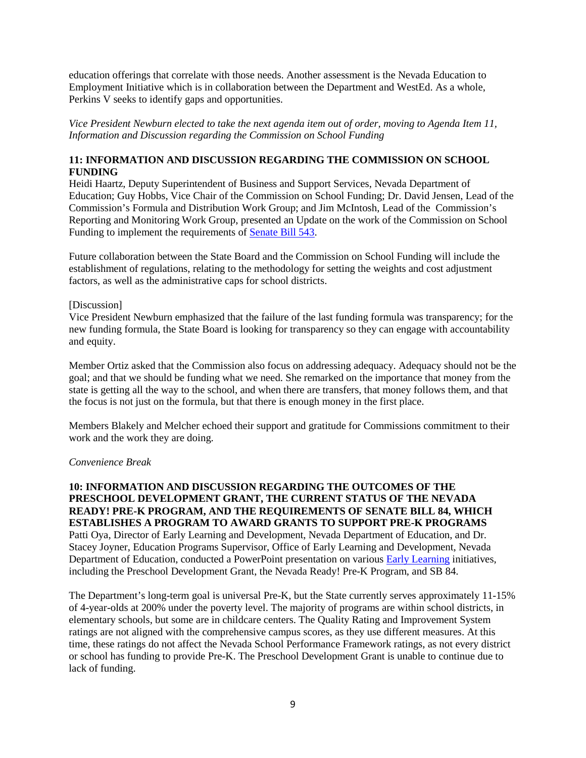education offerings that correlate with those needs. Another assessment is the Nevada Education to Employment Initiative which is in collaboration between the Department and WestEd. As a whole, Perkins V seeks to identify gaps and opportunities.

*Vice President Newburn elected to take the next agenda item out of order, moving to Agenda Item 11, Information and Discussion regarding the Commission on School Funding*

**11: INFORMATION AND DISCUSSION REGARDING THE COMMISSION ON SCHOOL FUNDING**

Heidi Haartz, Deputy Superintendent of Business and Support Services, Nevada Department of Education; Guy Hobbs, Vice Chair of the Commission on School Funding; Dr. David Jensen, Lead of the Commission's Formula and Distribution Work Group; and Jim McIntosh, Lead of the Commission's Reporting and Monitoring Work Group, presented an Update on the work of the Commission on School Funding to implement the requirements of Senate Bill 543.

Future collaboration between the State Board and the Commission on School Funding will include the establishment of regulations, relating to the methodology for setting the weights and cost adjustment factors, as well as the administrative caps for school districts.

[Discussion]

Vice President Newburn emphasized that the failure of the last funding formula was transparency; for the new funding formula, the State Board is looking for transparency so they can engage with accountability and equity.

Member Ortiz asked that the Commission also focus on addressing adequacy. Adequacy should not be the goal; and that we should be funding what we need. She remarked on the importance that money from the state is getting all the way to the school, and when there are transfers, that money follows them, and that the focus is not just on the formula, but that there is enough money in the first place.

Members Blakely and Melcher echoed their support and gratitude for Commissions commitment to their work and the work they are doing.

*Convenience Break*

**10: INFORMATION AND DISCUSSION REGARDING THE OUTCOMES OF THE PRESCHOOL DEVELOPMENT GRANT, THE CURRENT STATUS OF THE NEVADA READY! PRE-K PROGRAM, AND THE REQUIREMENTS OF SENATE BILL 84, WHICH ESTABLISHES A PROGRAM TO AWARD GRANTS TO SUPPORT PRE-K PROGRAMS**

Patti Oya, Director of Early Learning and Development, Nevada Department of Education, and Dr. Stacey Joyner, Education Programs Supervisor, Office of Early Learning and Development, Nevada Department of Education, conducted a PowerPoint presentation on various Early Learning initiatives, including the Preschool Development Grant, the Nevada Ready! Pre-K Program, and SB 84.

The Department's long-term goal is universal Pre-K, but the State currently serves approximately 11-15% of 4-year-olds at 200% under the poverty level. The majority of programs are within school districts, in elementary schools, but some are in childcare centers. The Quality Rating and Improvement System ratings are not aligned with the comprehensive campus scores, as they use different measures. At this time, these ratings do not affect the Nevada School Performance Framework ratings, as not every district or school has funding to provide Pre-K. The Preschool Development Grant is unable to continue due to lack of funding.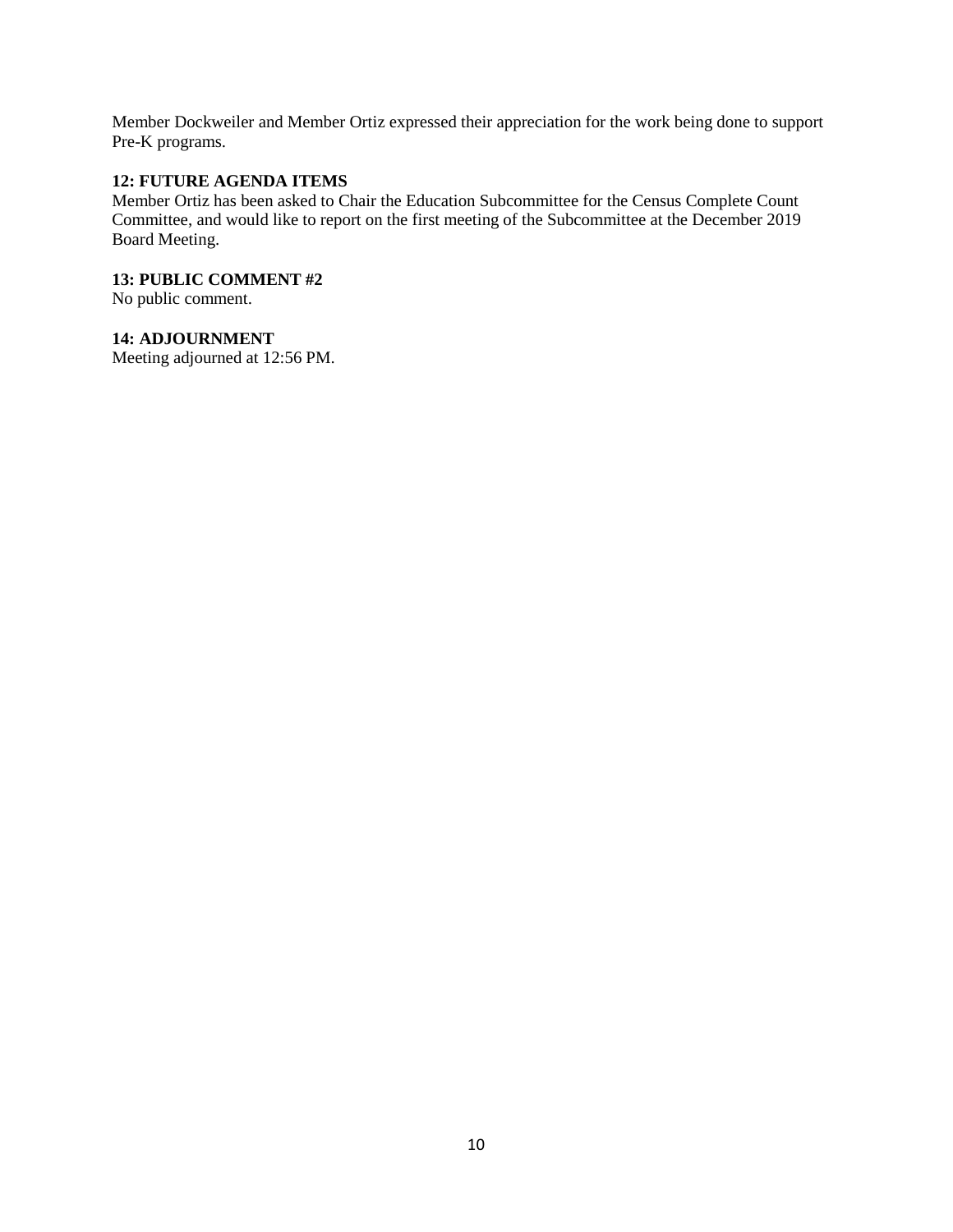Member Dockweiler and Member Ortiz expressed their appreciation for the work being done to support Pre-K programs.

**12: FUTURE AGENDA ITEMS**

Member Ortiz has been asked to Chair the Education Subcommittee for the Census Complete Count Committee, and would like to report on the first meeting of the Subcommittee at the December 2019 Board Meeting.

**13: PUBLIC COMMENT #2**

No public comment.

**14: ADJOURNMENT**

Meeting adjourned at 12:56 PM.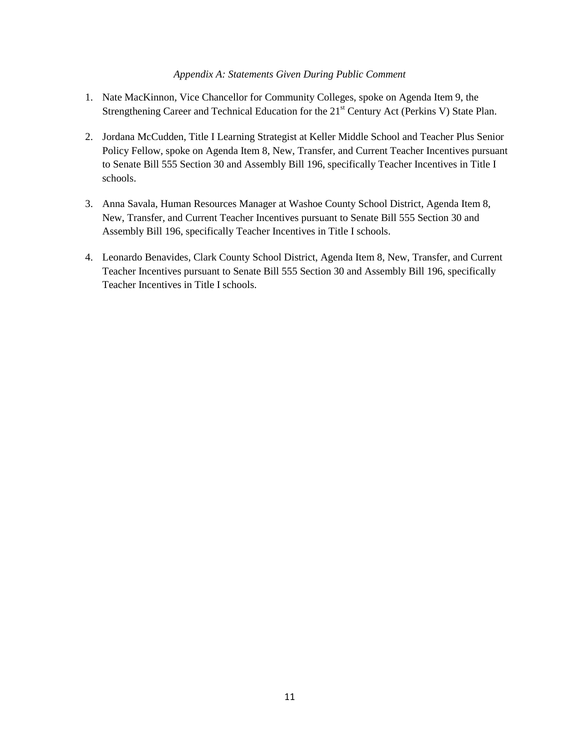*Appendix A: Statements Given During Public Comment*

1. Nate MacKinnon, Vice Chancellor for Community Colleges, spoke on Agenda Item 9, the Strengthening Career and Technical Education for the 21st Century Act (Perkins V) State Plan.

2. Jordana McCudden, Title I Learning Strategist at Keller Middle School and Teacher Plus Senior Policy Fellow, spoke on Agenda Item 8, New, Transfer, and Current Teacher Incentives pursuant to Senate Bill 555 Section 30 and Assembly Bill 196, specifically Teacher Incentives in Title I schools.

3. Anna Savala, Human Resources Manager at Washoe County School District, Agenda Item 8, New, Transfer, and Current Teacher Incentives pursuant to Senate Bill 555 Section 30 and Assembly Bill 196, specifically Teacher Incentives in Title I schools.

4. Leonardo Benavides, Clark County School District, Agenda Item 8, New, Transfer, and Current Teacher Incentives pursuant to Senate Bill 555 Section 30 and Assembly Bill 196, specifically Teacher Incentives in Title I schools.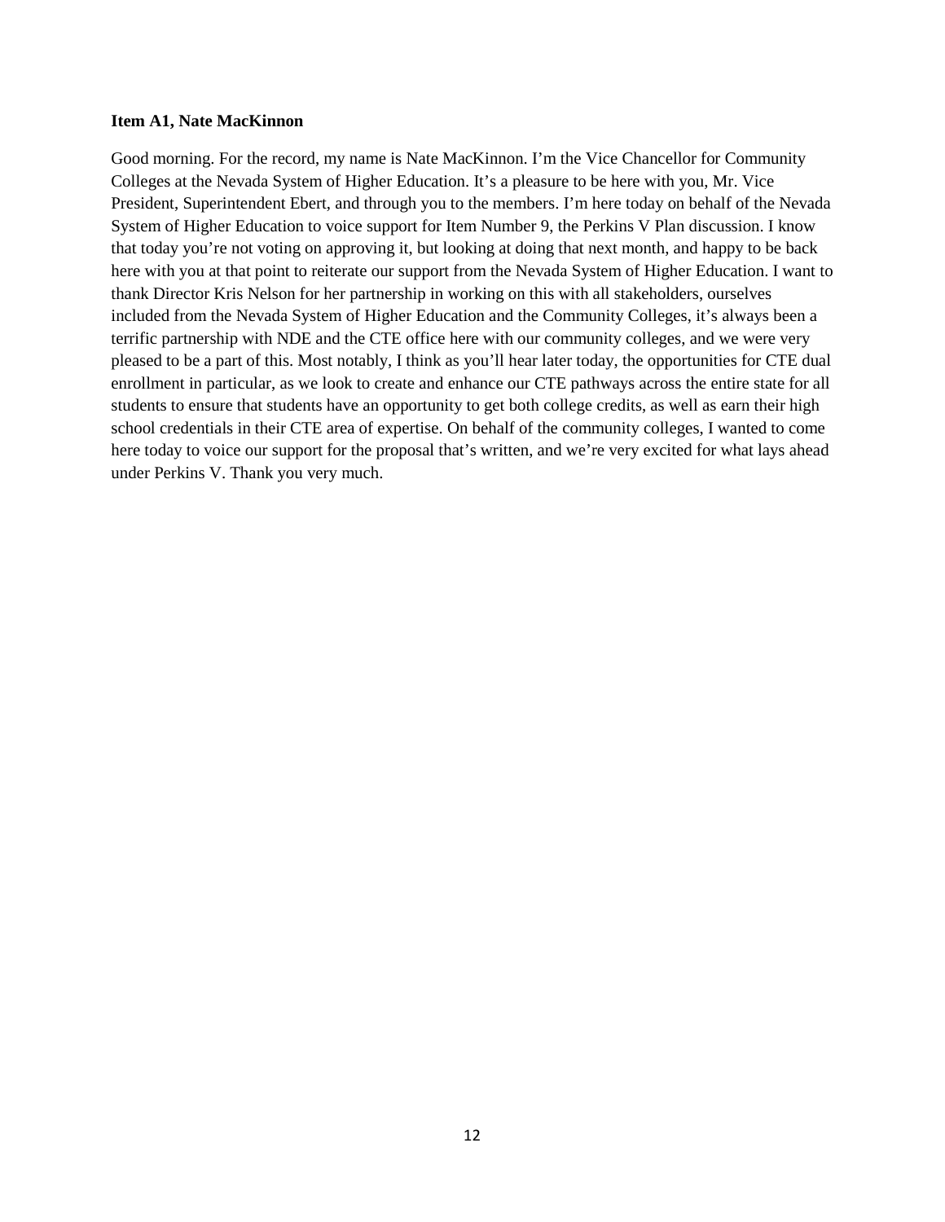**Item A1, Nate MacKinnon**

Good morning. For the record, my name is Nate MacKinnon. I'm the Vice Chancellor for Community Colleges at the Nevada System of Higher Education. It's a pleasure to be here with you, Mr. Vice President, Superintendent Ebert, and through you to the members. I'm here today on behalf of the Nevada System of Higher Education to voice support for Item Number 9, the Perkins V Plan discussion. I know that today you're not voting on approving it, but looking at doing that next month, and happy to be back here with you at that point to reiterate our support from the Nevada System of Higher Education. I want to thank Director Kris Nelson for her partnership in working on this with all stakeholders, ourselves included from the Nevada System of Higher Education and the Community Colleges, it's always been a terrific partnership with NDE and the CTE office here with our community colleges, and we were very pleased to be a part of this. Most notably, I think as you'll hear later today, the opportunities for CTE dual enrollment in particular, as we look to create and enhance our CTE pathways across the entire state for all students to ensure that students have an opportunity to get both college credits, as well as earn their high school credentials in their CTE area of expertise. On behalf of the community colleges, I wanted to come here today to voice our support for the proposal that's written, and we're very excited for what lays ahead under Perkins V. Thank you very much.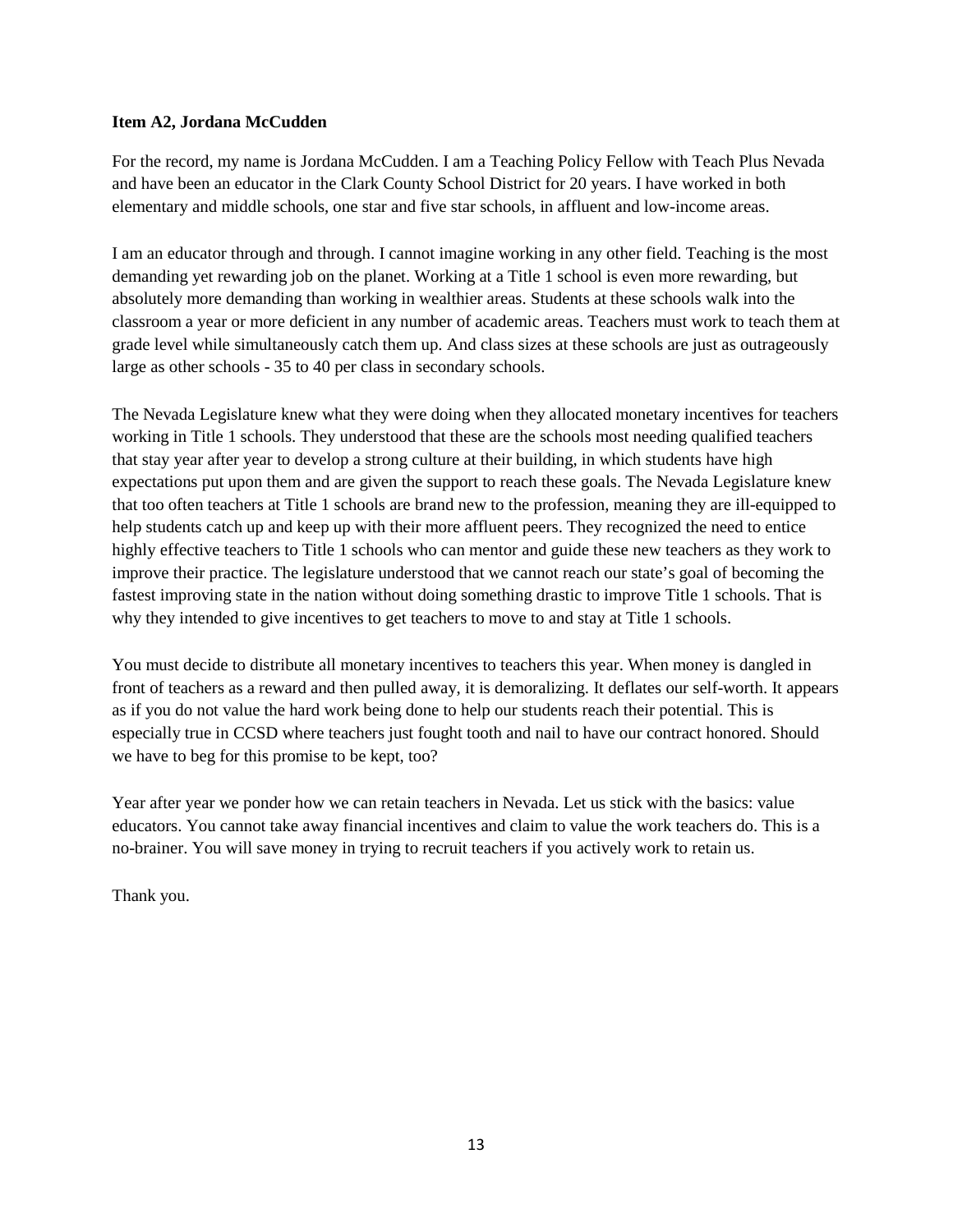**Item A2, Jordana McCudden**

For the record, my name is Jordana McCudden. I am a Teaching Policy Fellow with Teach Plus Nevada and have been an educator in the Clark County School District for 20 years. I have worked in both elementary and middle schools, one star and five star schools, in affluent and low-income areas.

I am an educator through and through. I cannot imagine working in any other field. Teaching is the most demanding yet rewarding job on the planet. Working at a Title 1 school is even more rewarding, but absolutely more demanding than working in wealthier areas. Students at these schools walk into the classroom a year or more deficient in any number of academic areas. Teachers must work to teach them at grade level while simultaneously catch them up. And class sizes at these schools are just as outrageously large as other schools - 35 to 40 per class in secondary schools.

The Nevada Legislature knew what they were doing when they allocated monetary incentives for teachers working in Title 1 schools. They understood that these are the schools most needing qualified teachers that stay year after year to develop a strong culture at their building, in which students have high expectations put upon them and are given the support to reach these goals. The Nevada Legislature knew that too often teachers at Title 1 schools are brand new to the profession, meaning they are ill-equipped to help students catch up and keep up with their more affluent peers. They recognized the need to entice highly effective teachers to Title 1 schools who can mentor and guide these new teachers as they work to improve their practice. The legislature understood that we cannot reach our state's goal of becoming the fastest improving state in the nation without doing something drastic to improve Title 1 schools. That is why they intended to give incentives to get teachers to move to and stay at Title 1 schools.

You must decide to distribute all monetary incentives to teachers this year. When money is dangled in front of teachers as a reward and then pulled away, it is demoralizing. It deflates our self-worth. It appears as if you do not value the hard work being done to help our students reach their potential. This is especially true in CCSD where teachers just fought tooth and nail to have our contract honored. Should we have to beg for this promise to be kept, too?

Year after year we ponder how we can retain teachers in Nevada. Let us stick with the basics: value educators. You cannot take away financial incentives and claim to value the work teachers do. This is a no-brainer. You will save money in trying to recruit teachers if you actively work to retain us.

Thank you.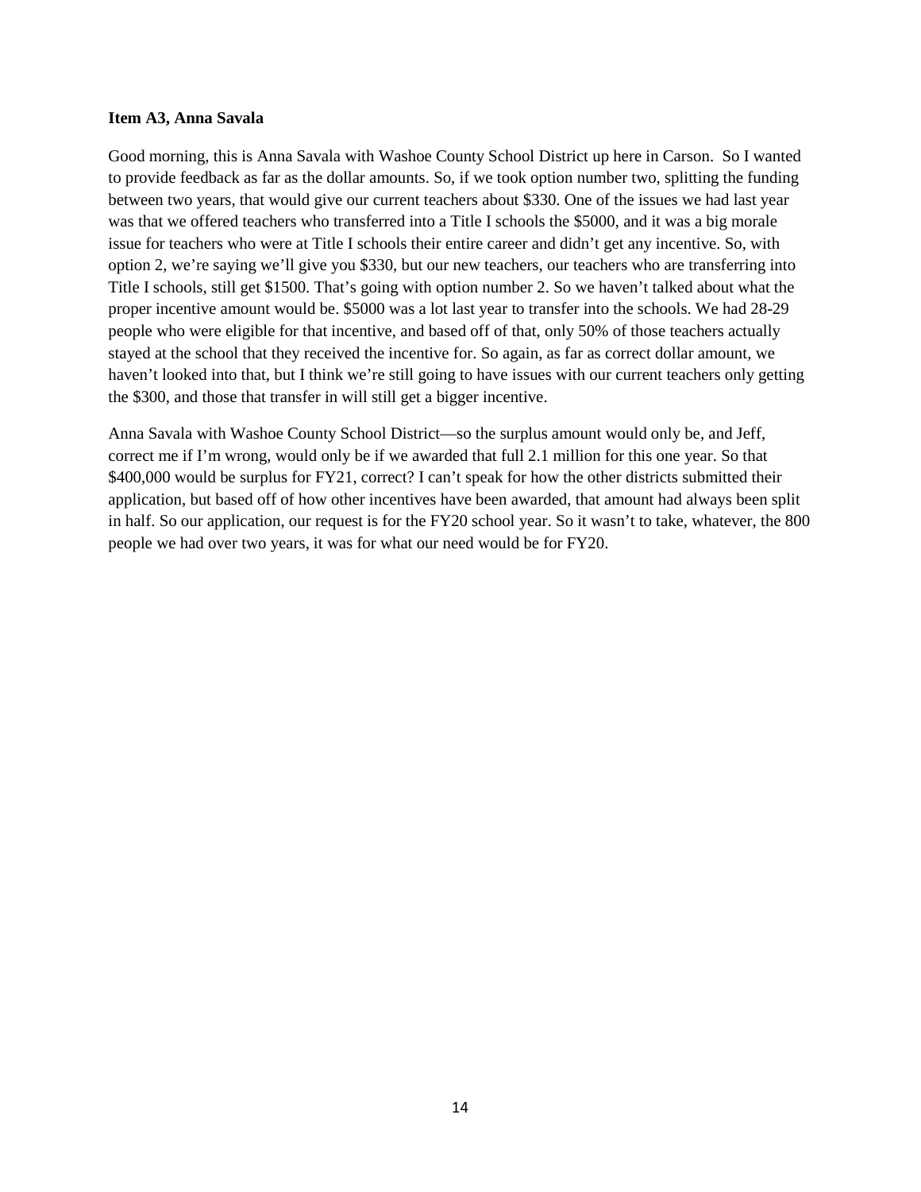**Item A3, Anna Savala**

Good morning, this is Anna Savala with Washoe County School District up here in Carson. So I wanted to provide feedback as far as the dollar amounts. So, if we took option number two, splitting the funding between two years, that would give our current teachers about $330. One of the issues we had last year was that we offered teachers who transferred into a Title I schools the $5000, and it was a big morale issue for teachers who were at Title I schools their entire career and didn't get any incentive. So, with option 2, we're saying we'll give you $330, but our new teachers, our teachers who are transferring into Title I schools, still get $1500. That's going with option number 2. So we haven't talked about what the proper incentive amount would be. $5000 was a lot last year to transfer into the schools. We had 28-29 people who were eligible for that incentive, and based off of that, only 50% of those teachers actually stayed at the school that they received the incentive for. So again, as far as correct dollar amount, we haven't looked into that, but I think we're still going to have issues with our current teachers only getting the $300, and those that transfer in will still get a bigger incentive.

Anna Savala with Washoe County School District—so the surplus amount would only be, and Jeff, correct me if I'm wrong, would only be if we awarded that full 2.1 million for this one year. So that $400,000 would be surplus for FY21, correct? I can't speak for how the other districts submitted their application, but based off of how other incentives have been awarded, that amount had always been split in half. So our application, our request is for the FY20 school year. So it wasn't to take, whatever, the 800 people we had over two years, it was for what our need would be for FY20.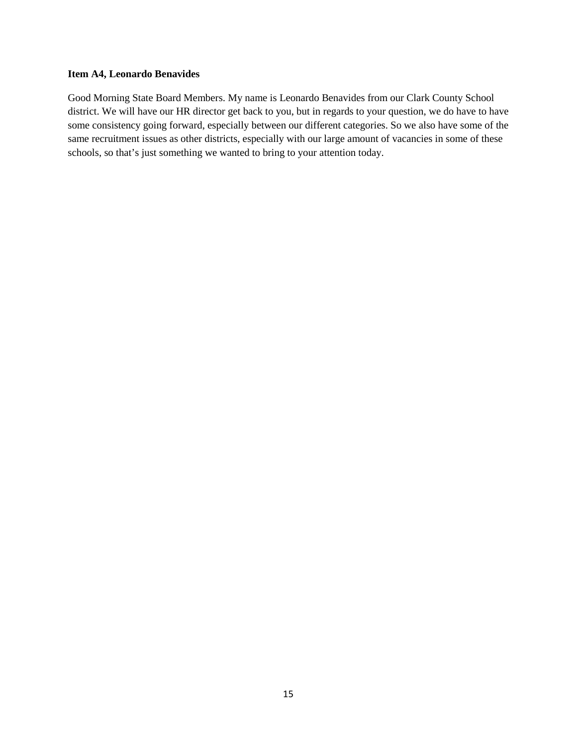**Item A4, Leonardo Benavides**

Good Morning State Board Members. My name is Leonardo Benavides from our Clark County School district. We will have our HR director get back to you, but in regards to your question, we do have to have some consistency going forward, especially between our different categories. So we also have some of the same recruitment issues as other districts, especially with our large amount of vacancies in some of these schools, so that's just something we wanted to bring to your attention today.